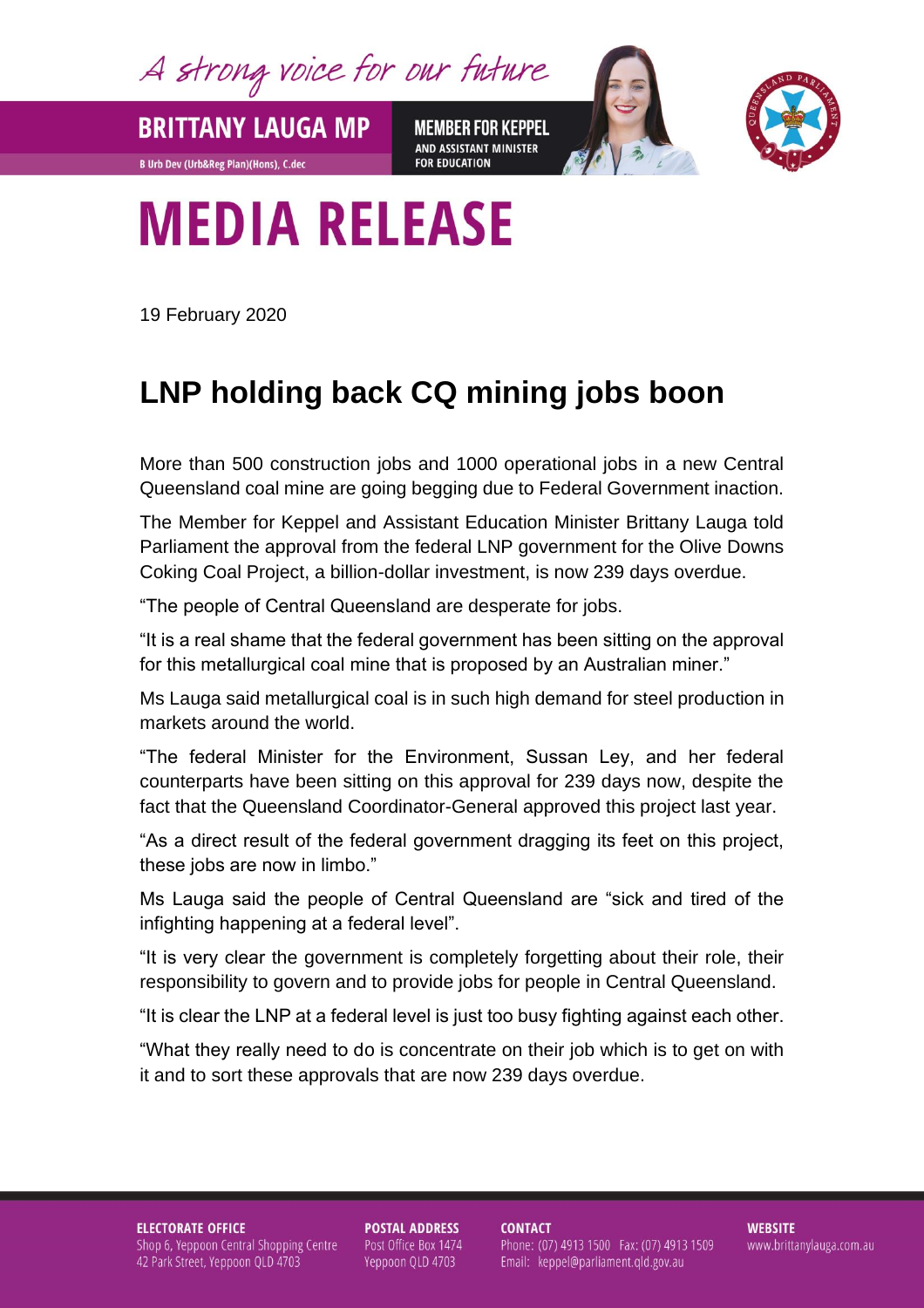A strong voice for our future

**BRITTANY LAUGA MP**

B Urb Dev (Urb&Reg Plan)(Hons), C.dec

**MEMBER FOR KEPPEL**
AND ASSISTANT MINISTER FOR EDUCATION

# MEDIA RELEASE

19 February 2020

## LNP holding back CQ mining jobs boon

More than 500 construction jobs and 1000 operational jobs in a new Central Queensland coal mine are going begging due to Federal Government inaction.

The Member for Keppel and Assistant Education Minister Brittany Lauga told Parliament the approval from the federal LNP government for the Olive Downs Coking Coal Project, a billion-dollar investment, is now 239 days overdue.

"The people of Central Queensland are desperate for jobs.

"It is a real shame that the federal government has been sitting on the approval for this metallurgical coal mine that is proposed by an Australian miner."

Ms Lauga said metallurgical coal is in such high demand for steel production in markets around the world.

"The federal Minister for the Environment, Sussan Ley, and her federal counterparts have been sitting on this approval for 239 days now, despite the fact that the Queensland Coordinator-General approved this project last year.

"As a direct result of the federal government dragging its feet on this project, these jobs are now in limbo."

Ms Lauga said the people of Central Queensland are "sick and tired of the infighting happening at a federal level".

"It is very clear the government is completely forgetting about their role, their responsibility to govern and to provide jobs for people in Central Queensland.

"It is clear the LNP at a federal level is just too busy fighting against each other.

"What they really need to do is concentrate on their job which is to get on with it and to sort these approvals that are now 239 days overdue.

**ELECTORATE OFFICE**
Shop 6, Yeppoon Central Shopping Centre
42 Park Street, Yeppoon QLD 4703

**POSTAL ADDRESS**
Post Office Box 1474
Yeppoon QLD 4703

**CONTACT**
Phone: (07) 4913 1500 Fax: (07) 4913 1509
Email: keppel@parliament.qld.gov.au

**WEBSITE**
www.brittanylauga.com.au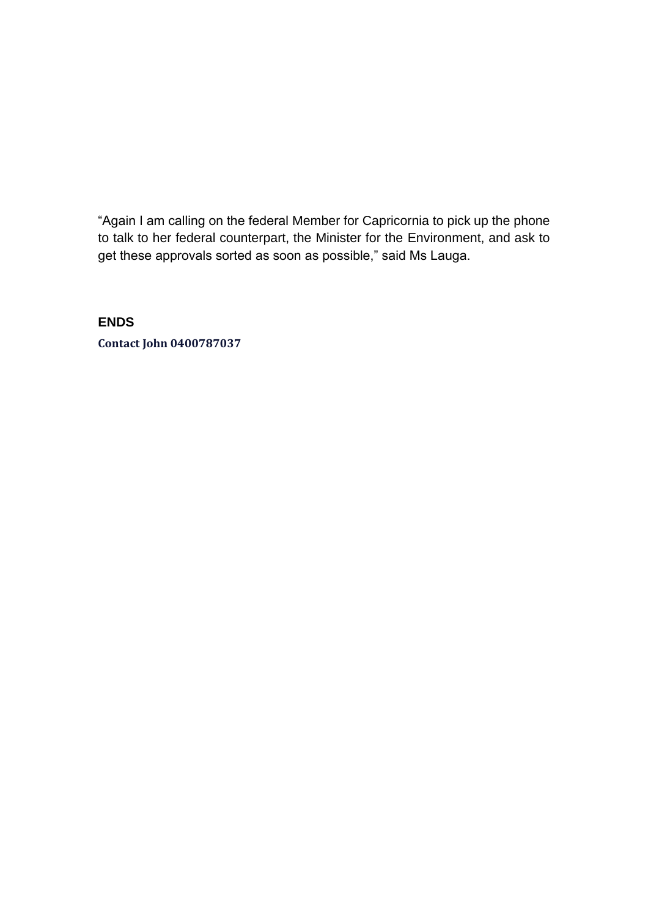“Again I am calling on the federal Member for Capricornia to pick up the phone to talk to her federal counterpart, the Minister for the Environment, and ask to get these approvals sorted as soon as possible,” said Ms Lauga.

**ENDS**

**Contact John 0400787037**